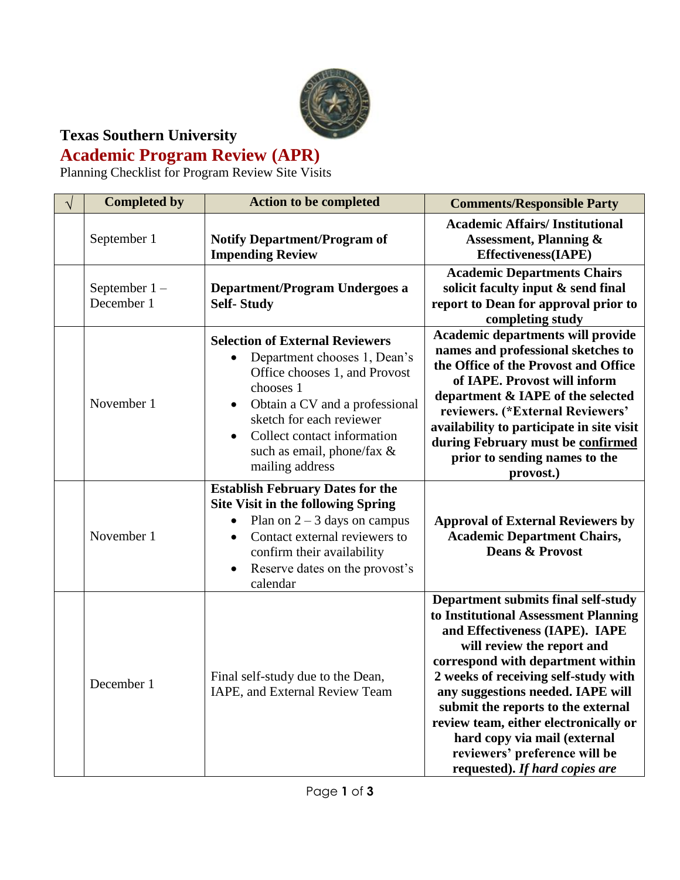**Texas Southern University**

# Academic Program Review (APR)

Planning Checklist for Program Review Site Visits

| √ | Completed by | Action to be completed | Comments/Responsible Party |
|---|---|---|---|
| | September 1 | **Notify Department/Program of Impending Review** | **Academic Affairs/ Institutional Assessment, Planning & Effectiveness(IAPE)** |
| | September 1 – December 1 | **Department/Program Undergoes a Self- Study** | **Academic Departments Chairs solicit faculty input & send final report to Dean for approval prior to completing study** |
| | November 1 | **Selection of External Reviewers**<br>• Department chooses 1, Dean's Office chooses 1, and Provost chooses 1<br>• Obtain a CV and a professional sketch for each reviewer<br>• Collect contact information such as email, phone/fax & mailing address | **Academic departments will provide names and professional sketches to the Office of the Provost and Office of IAPE. Provost will inform department & IAPE of the selected reviewers. (*External Reviewers' availability to participate in site visit during February must be confirmed prior to sending names to the provost.)** |
| | November 1 | **Establish February Dates for the Site Visit in the following Spring**<br>• Plan on 2 – 3 days on campus<br>• Contact external reviewers to confirm their availability<br>• Reserve dates on the provost's calendar | **Approval of External Reviewers by Academic Department Chairs, Deans & Provost** |
| | December 1 | Final self-study due to the Dean, IAPE, and External Review Team | **Department submits final self-study to Institutional Assessment Planning and Effectiveness (IAPE). IAPE will review the report and correspond with department within 2 weeks of receiving self-study with any suggestions needed. IAPE will submit the reports to the external review team, either electronically or hard copy via mail (external reviewers' preference will be requested).** ***If hard copies are*** |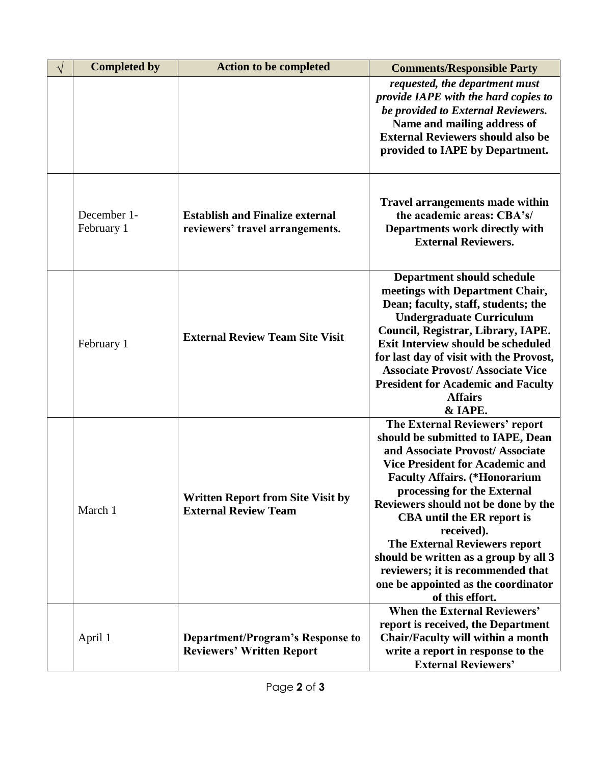| √ | Completed by | Action to be completed | Comments/Responsible Party |
|---|---|---|---|
| | | | ***requested, the department must provide IAPE with the hard copies to be provided to External Reviewers.*** **Name and mailing address of External Reviewers should also be provided to IAPE by Department.** |
| | December 1- February 1 | **Establish and Finalize external reviewers' travel arrangements.** | **Travel arrangements made within the academic areas: CBA's/ Departments work directly with External Reviewers.** |
| | February 1 | **External Review Team Site Visit** | **Department should schedule meetings with Department Chair, Dean; faculty, staff, students; the Undergraduate Curriculum Council, Registrar, Library, IAPE. Exit Interview should be scheduled for last day of visit with the Provost, Associate Provost/ Associate Vice President for Academic and Faculty Affairs & IAPE.** |
| | March 1 | **Written Report from Site Visit by External Review Team** | **The External Reviewers' report should be submitted to IAPE, Dean and Associate Provost/ Associate Vice President for Academic and Faculty Affairs. (*Honorarium processing for the External Reviewers should not be done by the CBA until the ER report is received). The External Reviewers report should be written as a group by all 3 reviewers; it is recommended that one be appointed as the coordinator of this effort.** |
| | April 1 | **Department/Program's Response to Reviewers' Written Report** | **When the External Reviewers' report is received, the Department Chair/Faculty will within a month write a report in response to the External Reviewers'** |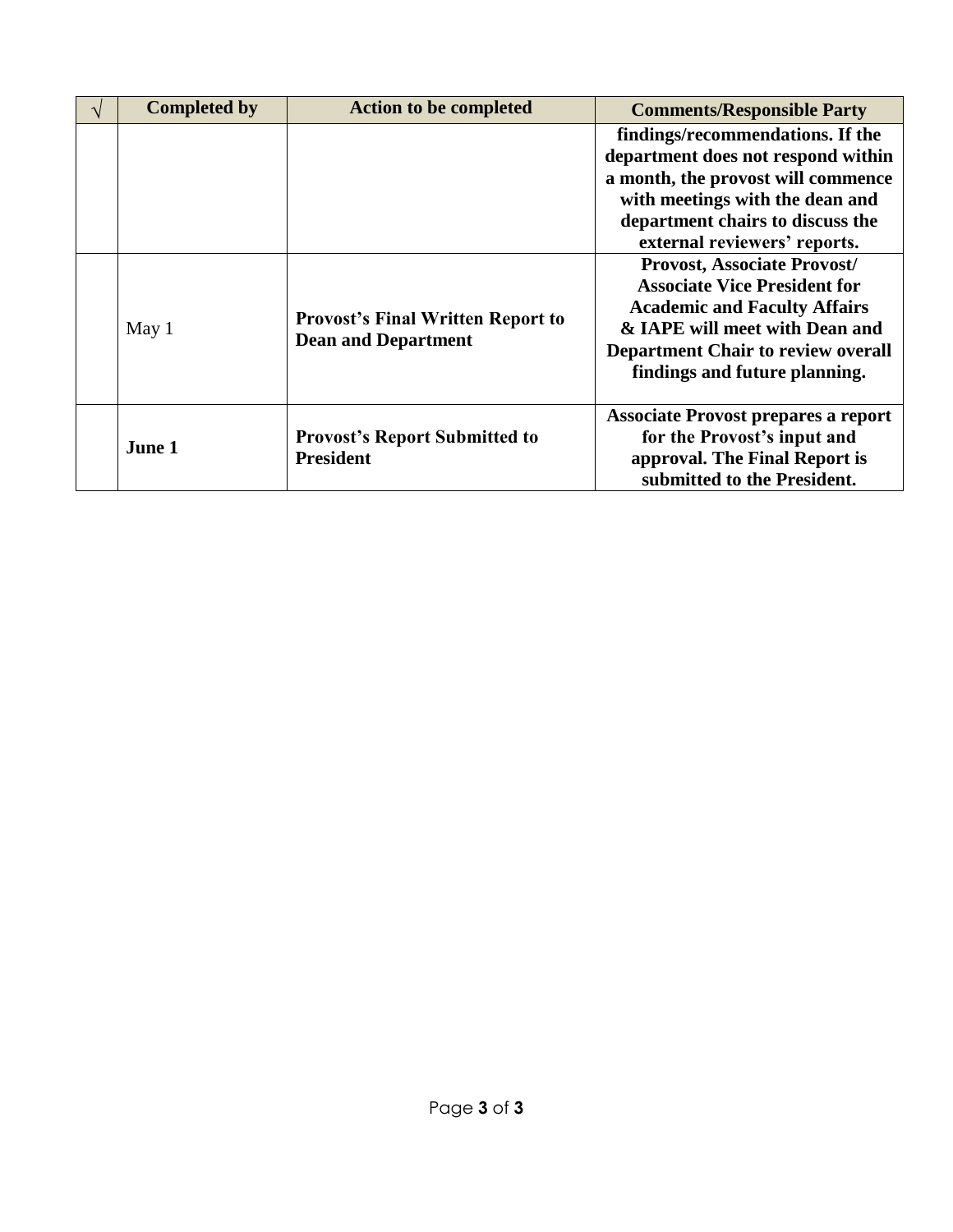| √ | Completed by | Action to be completed | Comments/Responsible Party |
|---|---|---|---|
| | | | **findings/recommendations. If the department does not respond within a month, the provost will commence with meetings with the dean and department chairs to discuss the external reviewers' reports.** |
| | May 1 | **Provost's Final Written Report to Dean and Department** | **Provost, Associate Provost/ Associate Vice President for Academic and Faculty Affairs & IAPE will meet with Dean and Department Chair to review overall findings and future planning.** |
| | **June 1** | **Provost's Report Submitted to President** | **Associate Provost prepares a report for the Provost's input and approval. The Final Report is submitted to the President.** |